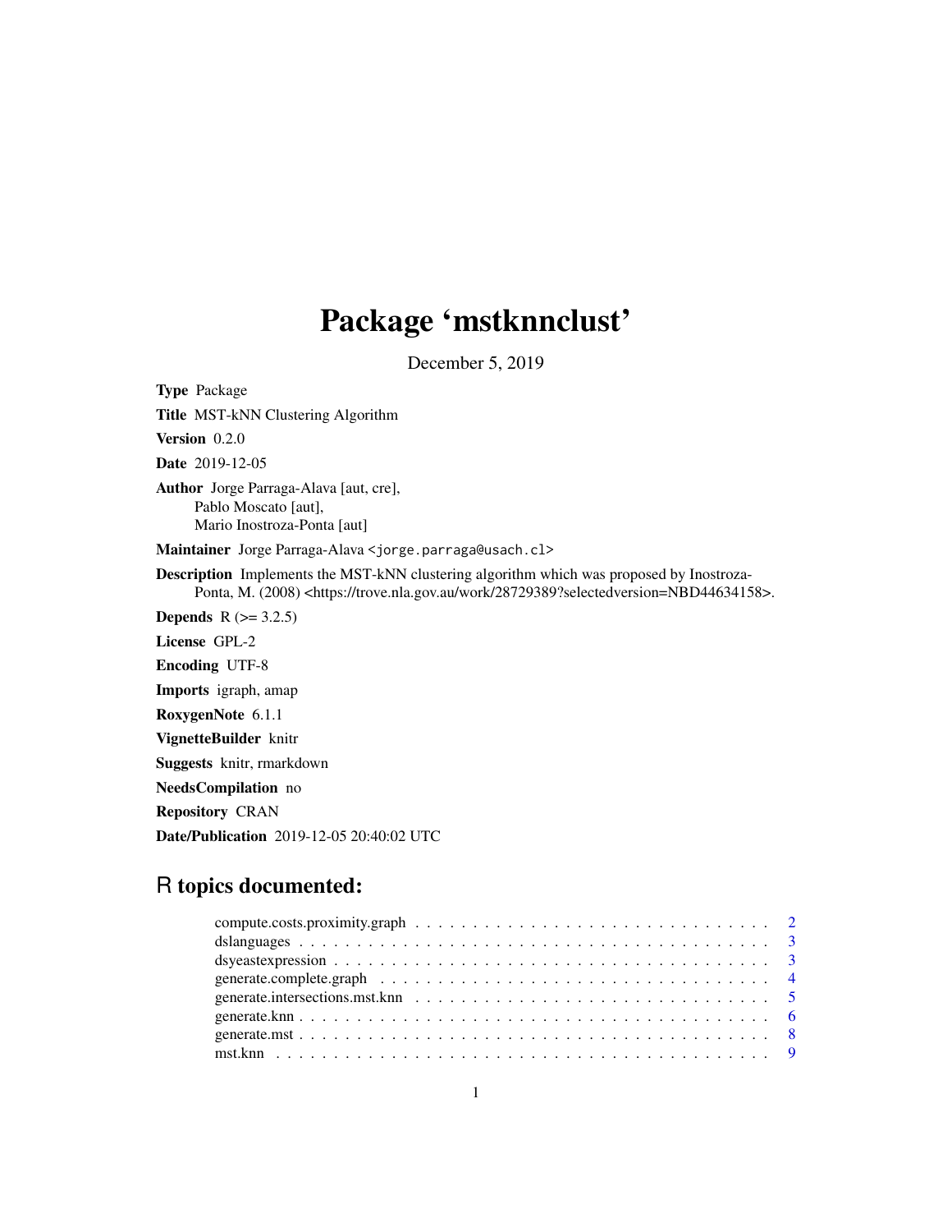# Package 'mstknnclust'

December 5, 2019

**Type** Package

**Title** MST-kNN Clustering Algorithm

**Version** 0.2.0

**Date** 2019-12-05

**Author** Jorge Parraga-Alava [aut, cre],
Pablo Moscato [aut],
Mario Inostroza-Ponta [aut]

**Maintainer** Jorge Parraga-Alava <jorge.parraga@usach.cl>

**Description** Implements the MST-kNN clustering algorithm which was proposed by Inostroza-Ponta, M. (2008) <https://trove.nla.gov.au/work/28729389?selectedversion=NBD44634158>.

**Depends** R (>= 3.2.5)

**License** GPL-2

**Encoding** UTF-8

**Imports** igraph, amap

**RoxygenNote** 6.1.1

**VignetteBuilder** knitr

**Suggests** knitr, rmarkdown

**NeedsCompilation** no

**Repository** CRAN

**Date/Publication** 2019-12-05 20:40:02 UTC

## R topics documented:

| | |
|---|---|
| compute.costs.proximity.graph | 2 |
| dslanguages | 3 |
| dsyeastexpression | 3 |
| generate.complete.graph | 4 |
| generate.intersections.mst.knn | 5 |
| generate.knn | 6 |
| generate.mst | 8 |
| mst.knn | 9 |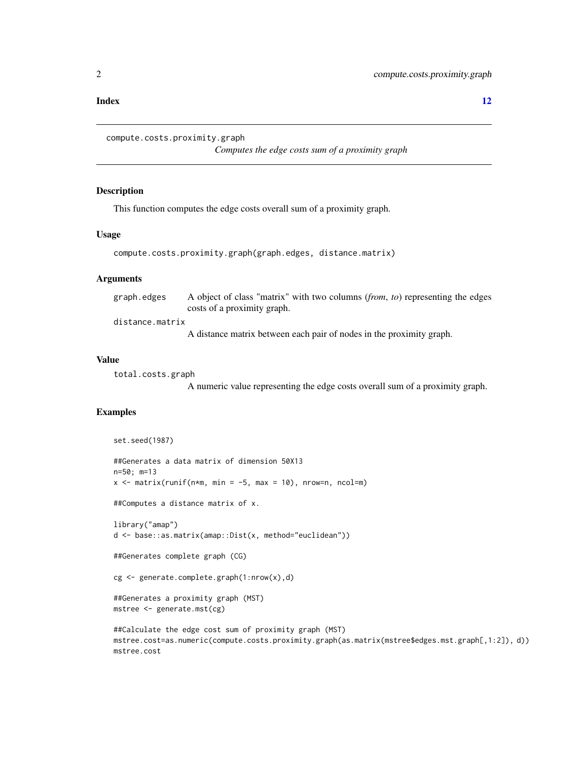**Index** **12**

---

compute.costs.proximity.graph
*Computes the edge costs sum of a proximity graph*

---

## Description

This function computes the edge costs overall sum of a proximity graph.

## Usage

```
compute.costs.proximity.graph(graph.edges, distance.matrix)
```

## Arguments

| | |
|---|---|
| graph.edges | A object of class "matrix" with two columns (*from*, *to*) representing the edges costs of a proximity graph. |
| distance.matrix | A distance matrix between each pair of nodes in the proximity graph. |

## Value

| | |
|---|---|
| total.costs.graph | A numeric value representing the edge costs overall sum of a proximity graph. |

## Examples

```
set.seed(1987)

##Generates a data matrix of dimension 50X13
n=50; m=13
x <- matrix(runif(n*m, min = -5, max = 10), nrow=n, ncol=m)

##Computes a distance matrix of x.

library("amap")
d <- base::as.matrix(amap::Dist(x, method="euclidean"))

##Generates complete graph (CG)

cg <- generate.complete.graph(1:nrow(x),d)

##Generates a proximity graph (MST)
mstree <- generate.mst(cg)

##Calculate the edge cost sum of proximity graph (MST)
mstree.cost=as.numeric(compute.costs.proximity.graph(as.matrix(mstree$edges.mst.graph[,1:2]), d))
mstree.cost
```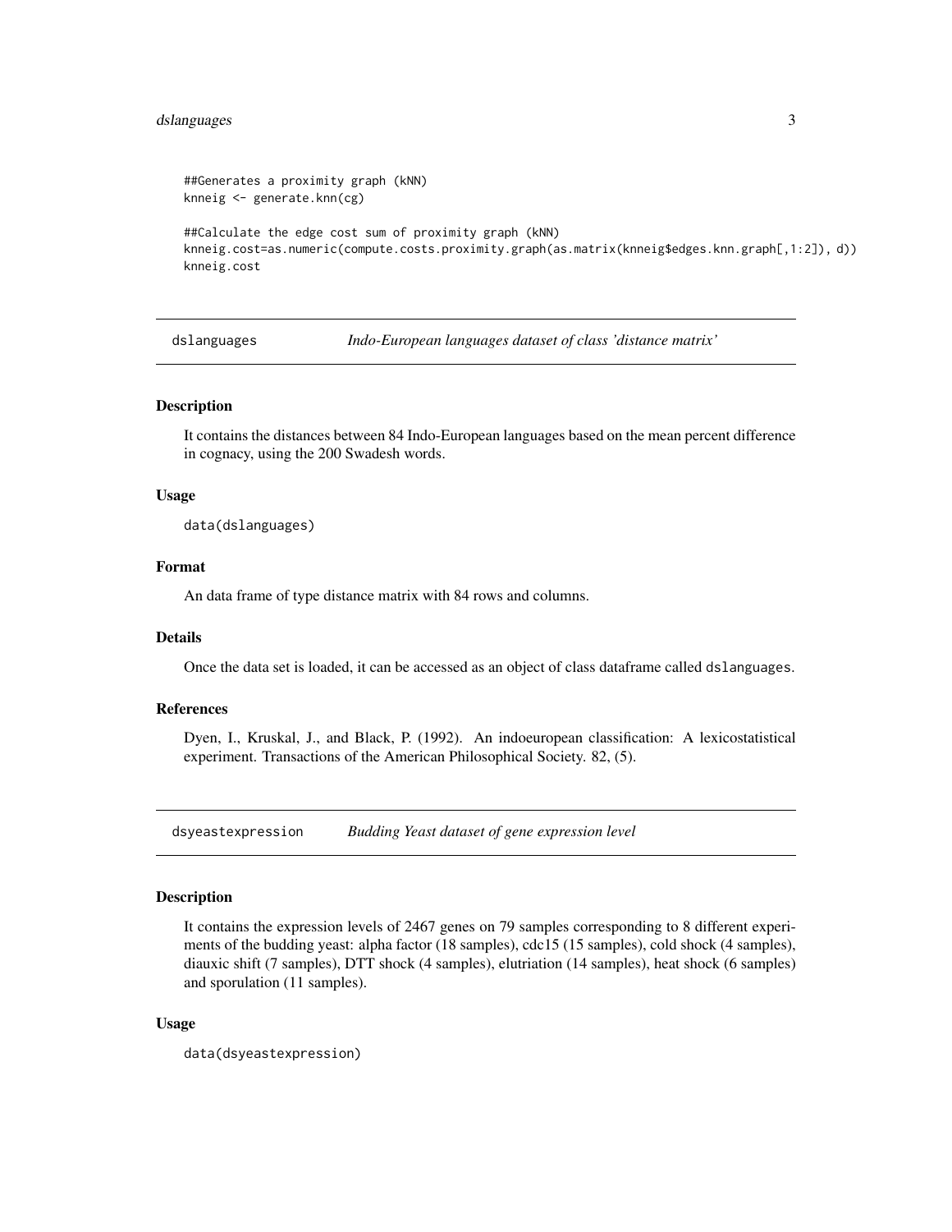```
##Generates a proximity graph (kNN)
knneig <- generate.knn(cg)

##Calculate the edge cost sum of proximity graph (kNN)
knneig.cost=as.numeric(compute.costs.proximity.graph(as.matrix(knneig$edges.knn.graph[,1:2]), d))
knneig.cost
```

## dslanguages *Indo-European languages dataset of class 'distance matrix'*

### Description

It contains the distances between 84 Indo-European languages based on the mean percent difference in cognacy, using the 200 Swadesh words.

### Usage

```
data(dslanguages)
```

### Format

An data frame of type distance matrix with 84 rows and columns.

### Details

Once the data set is loaded, it can be accessed as an object of class dataframe called `dslanguages`.

### References

Dyen, I., Kruskal, J., and Black, P. (1992). An indoeuropean classification: A lexicostatistical experiment. Transactions of the American Philosophical Society. 82, (5).

## dsyeastexpression *Budding Yeast dataset of gene expression level*

### Description

It contains the expression levels of 2467 genes on 79 samples corresponding to 8 different experiments of the budding yeast: alpha factor (18 samples), cdc15 (15 samples), cold shock (4 samples), diauxic shift (7 samples), DTT shock (4 samples), elutriation (14 samples), heat shock (6 samples) and sporulation (11 samples).

### Usage

```
data(dsyeastexpression)
```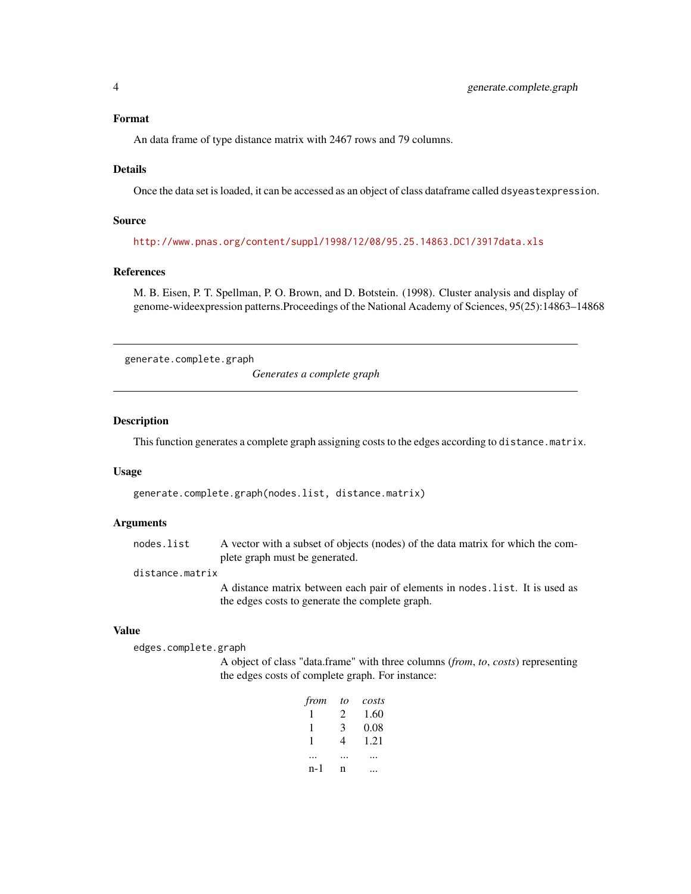### Format

An data frame of type distance matrix with 2467 rows and 79 columns.

### Details

Once the data set is loaded, it can be accessed as an object of class dataframe called `dsyeastexpression`.

### Source

http://www.pnas.org/content/suppl/1998/12/08/95.25.14863.DC1/3917data.xls

### References

M. B. Eisen, P. T. Spellman, P. O. Brown, and D. Botstein. (1998). Cluster analysis and display of genome-wideexpression patterns.Proceedings of the National Academy of Sciences, 95(25):14863–14868

---

## generate.complete.graph

*Generates a complete graph*

---

### Description

This function generates a complete graph assigning costs to the edges according to `distance.matrix`.

### Usage

```
generate.complete.graph(nodes.list, distance.matrix)
```

### Arguments

`nodes.list` A vector with a subset of objects (nodes) of the data matrix for which the complete graph must be generated.

`distance.matrix` A distance matrix between each pair of elements in `nodes.list`. It is used as the edges costs to generate the complete graph.

### Value

`edges.complete.graph` A object of class "data.frame" with three columns (*from*, *to*, *costs*) representing the edges costs of complete graph. For instance:

| *from* | *to* | *costs* |
|---|---|---|
| 1 | 2 | 1.60 |
| 1 | 3 | 0.08 |
| 1 | 4 | 1.21 |
| ... | ... | ... |
| n-1 | n | ... |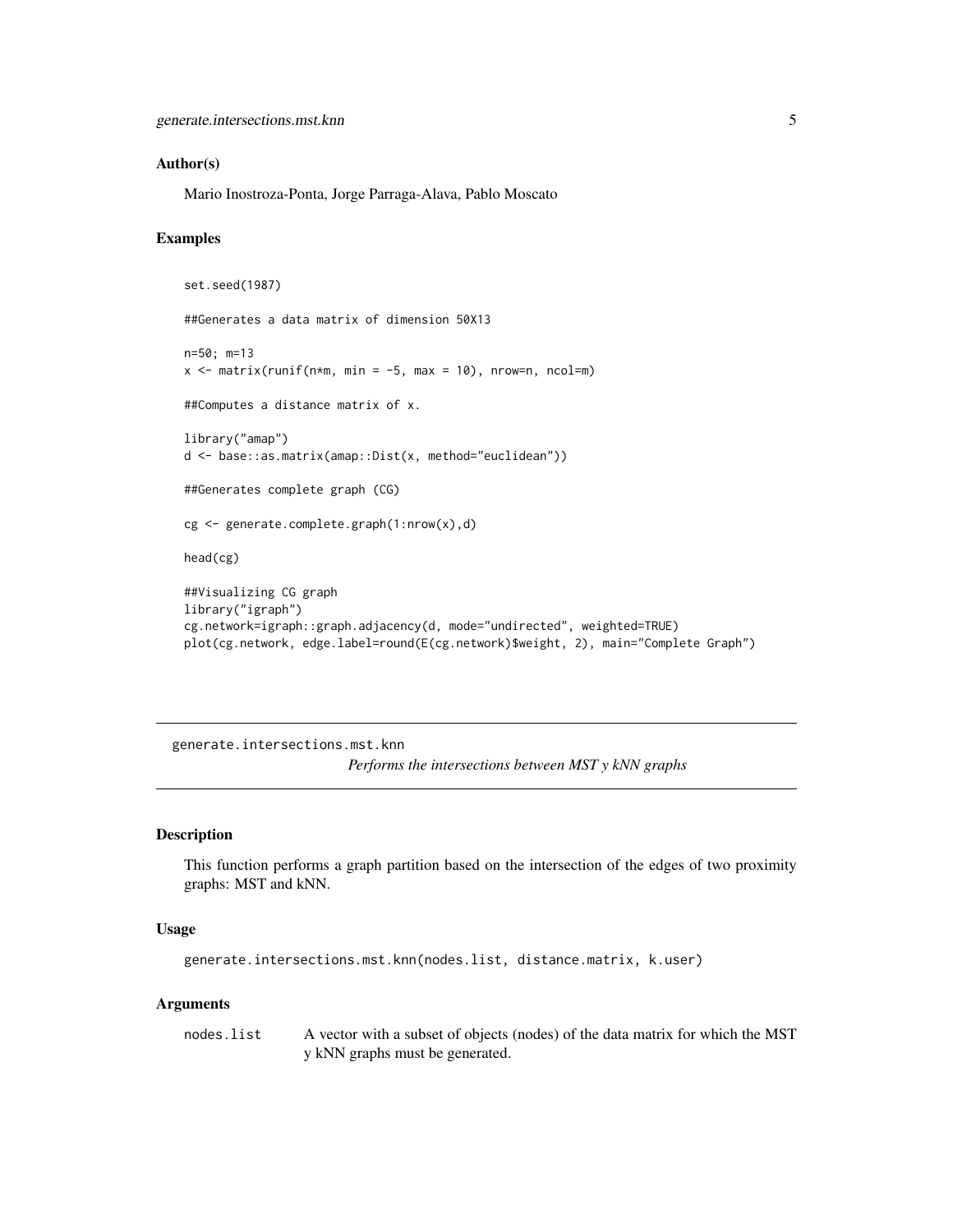### Author(s)

Mario Inostroza-Ponta, Jorge Parraga-Alava, Pablo Moscato

### Examples

```
set.seed(1987)

##Generates a data matrix of dimension 50X13

n=50; m=13
x <- matrix(runif(n*m, min = -5, max = 10), nrow=n, ncol=m)

##Computes a distance matrix of x.

library("amap")
d <- base::as.matrix(amap::Dist(x, method="euclidean"))

##Generates complete graph (CG)

cg <- generate.complete.graph(1:nrow(x),d)

head(cg)

##Visualizing CG graph
library("igraph")
cg.network=igraph::graph.adjacency(d, mode="undirected", weighted=TRUE)
plot(cg.network, edge.label=round(E(cg.network)$weight, 2), main="Complete Graph")
```

---

## generate.intersections.mst.knn

*Performs the intersections between MST y kNN graphs*

### Description

This function performs a graph partition based on the intersection of the edges of two proximity graphs: MST and kNN.

### Usage

```
generate.intersections.mst.knn(nodes.list, distance.matrix, k.user)
```

### Arguments

| | |
|---|---|
| nodes.list | A vector with a subset of objects (nodes) of the data matrix for which the MST y kNN graphs must be generated. |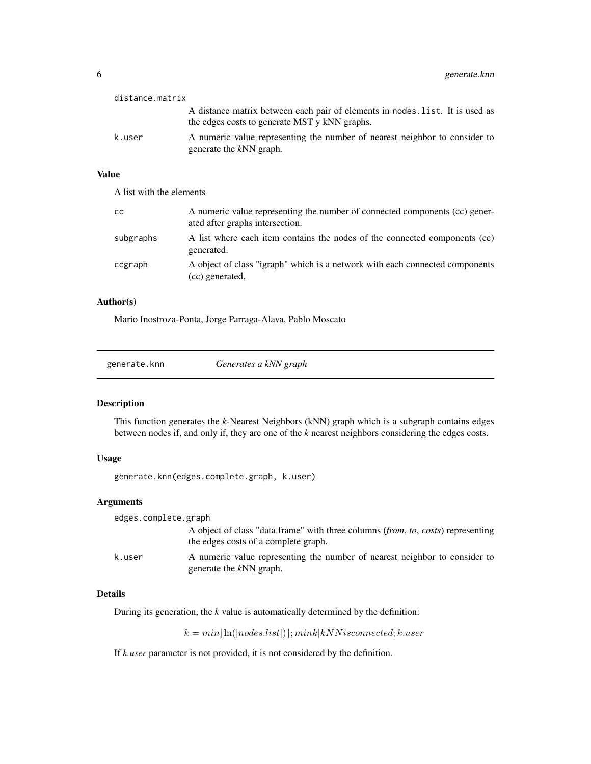distance.matrix
: A distance matrix between each pair of elements in `nodes.list`. It is used as the edges costs to generate MST y kNN graphs.

k.user
: A numeric value representing the number of nearest neighbor to consider to generate the *k*NN graph.

### Value

A list with the elements

| | |
|---|---|
| cc | A numeric value representing the number of connected components (cc) generated after graphs intersection. |
| subgraphs | A list where each item contains the nodes of the connected components (cc) generated. |
| ccgraph | A object of class "igraph" which is a network with each connected components (cc) generated. |

### Author(s)

Mario Inostroza-Ponta, Jorge Parraga-Alava, Pablo Moscato

---

## generate.knn — *Generates a kNN graph*

---

### Description

This function generates the *k*-Nearest Neighbors (kNN) graph which is a subgraph contains edges between nodes if, and only if, they are one of the *k* nearest neighbors considering the edges costs.

### Usage

```
generate.knn(edges.complete.graph, k.user)
```

### Arguments

edges.complete.graph
: A object of class "data.frame" with three columns (*from*, *to*, *costs*) representing the edges costs of a complete graph.

k.user
: A numeric value representing the number of nearest neighbor to consider to generate the *k*NN graph.

### Details

During its generation, the *k* value is automatically determined by the definition:

$$k = min\lfloor \ln(|nodes.list|)\rfloor; mink|kNNisconnected; k.user$$

If *k.user* parameter is not provided, it is not considered by the definition.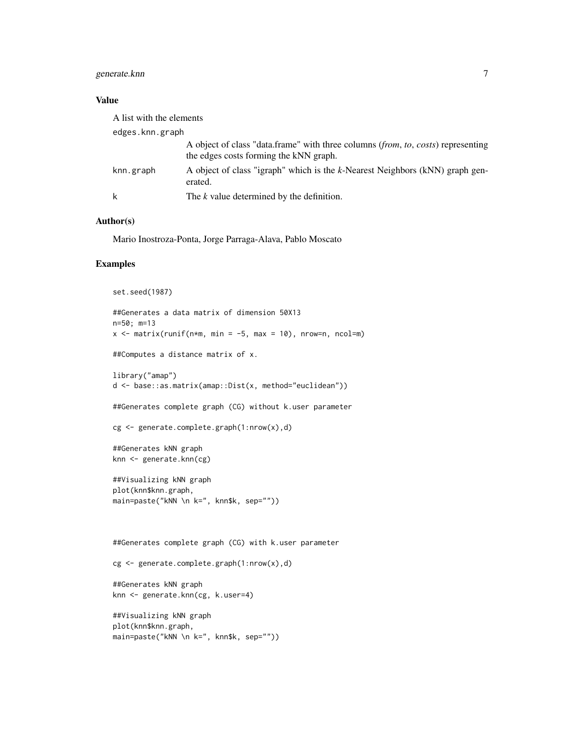## Value

A list with the elements

`edges.knn.graph`
: A object of class "data.frame" with three columns (*from*, *to*, *costs*) representing the edges costs forming the kNN graph.

`knn.graph`
: A object of class "igraph" which is the *k*-Nearest Neighbors (kNN) graph generated.

`k`
: The *k* value determined by the definition.

## Author(s)

Mario Inostroza-Ponta, Jorge Parraga-Alava, Pablo Moscato

## Examples

```
set.seed(1987)

##Generates a data matrix of dimension 50X13
n=50; m=13
x <- matrix(runif(n*m, min = -5, max = 10), nrow=n, ncol=m)

##Computes a distance matrix of x.

library("amap")
d <- base::as.matrix(amap::Dist(x, method="euclidean"))

##Generates complete graph (CG) without k.user parameter

cg <- generate.complete.graph(1:nrow(x),d)

##Generates kNN graph
knn <- generate.knn(cg)

##Visualizing kNN graph
plot(knn$knn.graph,
main=paste("kNN \n k=", knn$k, sep=""))



##Generates complete graph (CG) with k.user parameter

cg <- generate.complete.graph(1:nrow(x),d)

##Generates kNN graph
knn <- generate.knn(cg, k.user=4)

##Visualizing kNN graph
plot(knn$knn.graph,
main=paste("kNN \n k=", knn$k, sep=""))
```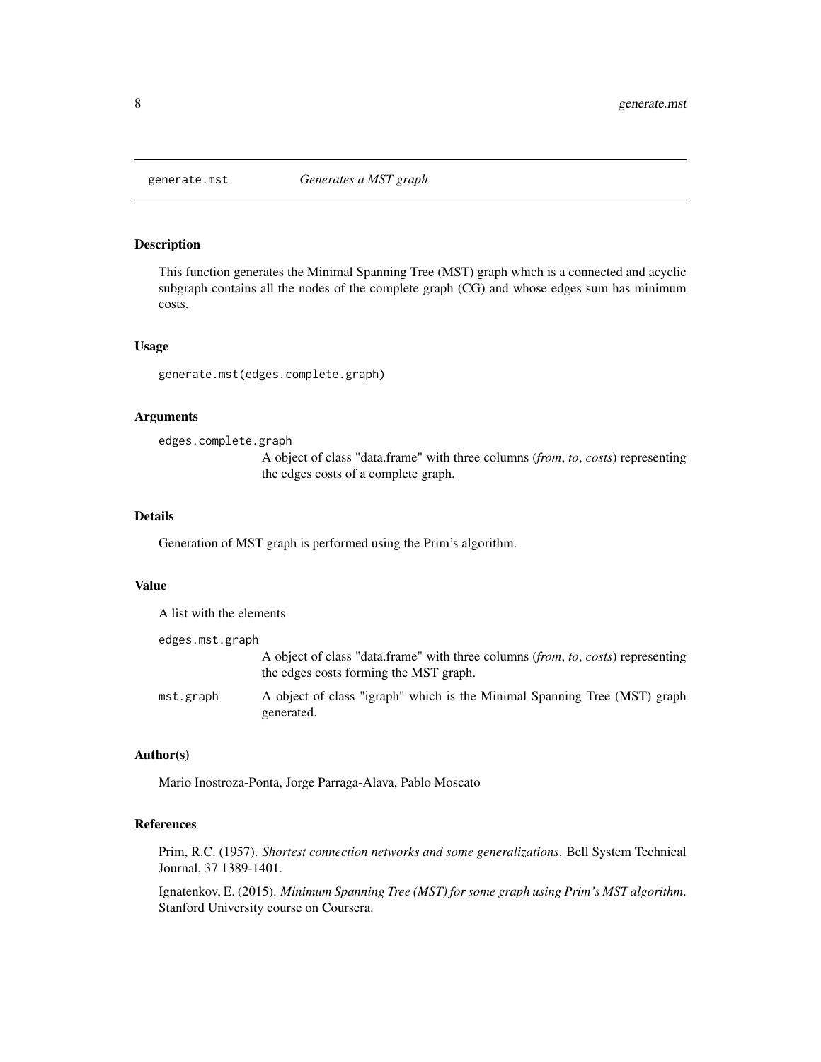## generate.mst *Generates a MST graph*

### Description

This function generates the Minimal Spanning Tree (MST) graph which is a connected and acyclic subgraph contains all the nodes of the complete graph (CG) and whose edges sum has minimum costs.

### Usage

```
generate.mst(edges.complete.graph)
```

### Arguments

`edges.complete.graph`
: A object of class "data.frame" with three columns (*from*, *to*, *costs*) representing the edges costs of a complete graph.

### Details

Generation of MST graph is performed using the Prim's algorithm.

### Value

A list with the elements

`edges.mst.graph`
: A object of class "data.frame" with three columns (*from*, *to*, *costs*) representing the edges costs forming the MST graph.

`mst.graph`
: A object of class "igraph" which is the Minimal Spanning Tree (MST) graph generated.

### Author(s)

Mario Inostroza-Ponta, Jorge Parraga-Alava, Pablo Moscato

### References

Prim, R.C. (1957). *Shortest connection networks and some generalizations*. Bell System Technical Journal, 37 1389-1401.

Ignatenkov, E. (2015). *Minimum Spanning Tree (MST) for some graph using Prim's MST algorithm*. Stanford University course on Coursera.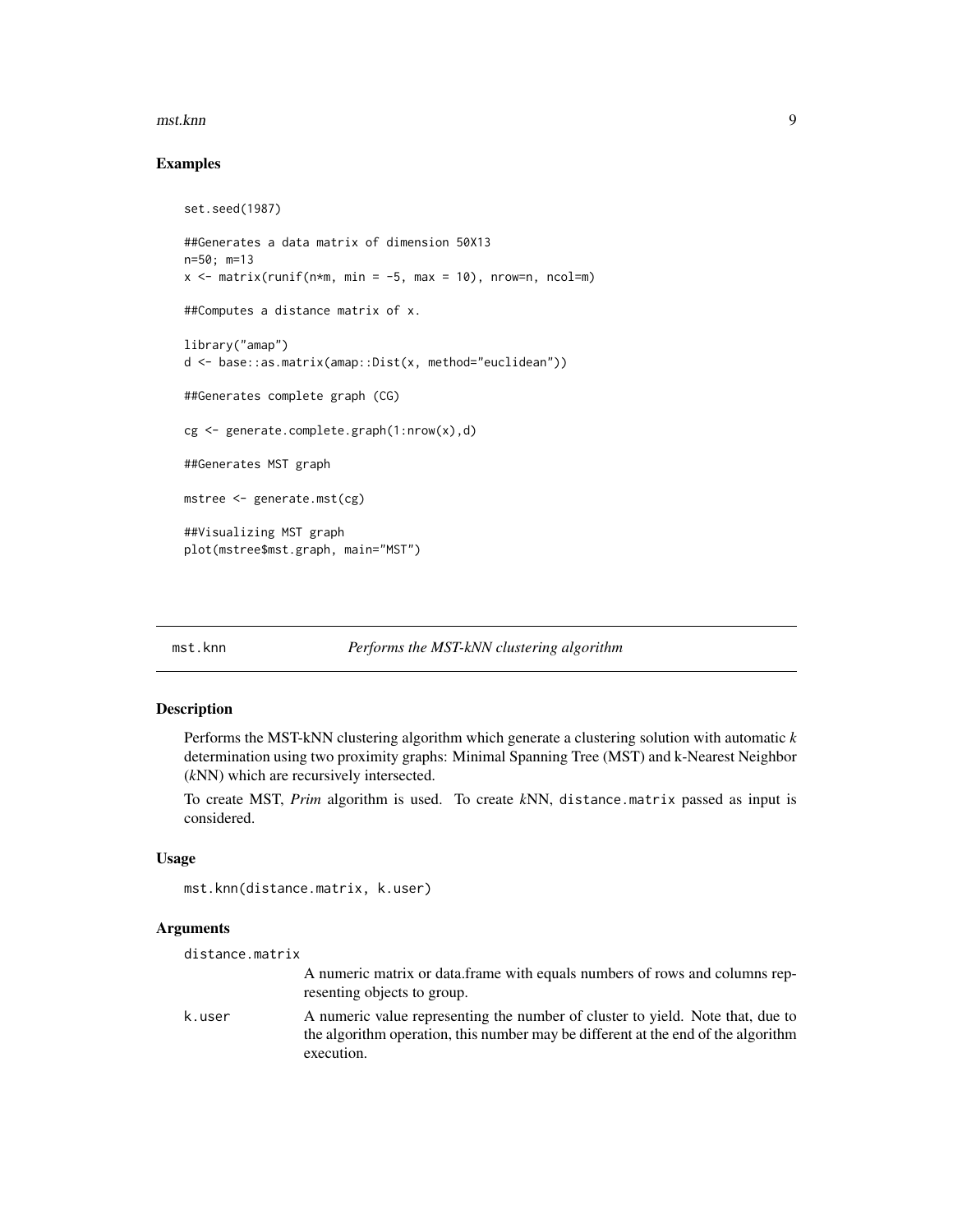## Examples

```
set.seed(1987)

##Generates a data matrix of dimension 50X13
n=50; m=13
x <- matrix(runif(n*m, min = -5, max = 10), nrow=n, ncol=m)

##Computes a distance matrix of x.

library("amap")
d <- base::as.matrix(amap::Dist(x, method="euclidean"))

##Generates complete graph (CG)

cg <- generate.complete.graph(1:nrow(x),d)

##Generates MST graph

mstree <- generate.mst(cg)

##Visualizing MST graph
plot(mstree$mst.graph, main="MST")
```

---

# mst.knn — *Performs the MST-kNN clustering algorithm*

## Description

Performs the MST-kNN clustering algorithm which generate a clustering solution with automatic *k* determination using two proximity graphs: Minimal Spanning Tree (MST) and k-Nearest Neighbor (*k*NN) which are recursively intersected.

To create MST, *Prim* algorithm is used. To create *k*NN, `distance.matrix` passed as input is considered.

## Usage

```
mst.knn(distance.matrix, k.user)
```

## Arguments

`distance.matrix`
: A numeric matrix or data.frame with equals numbers of rows and columns representing objects to group.

`k.user`
: A numeric value representing the number of cluster to yield. Note that, due to the algorithm operation, this number may be different at the end of the algorithm execution.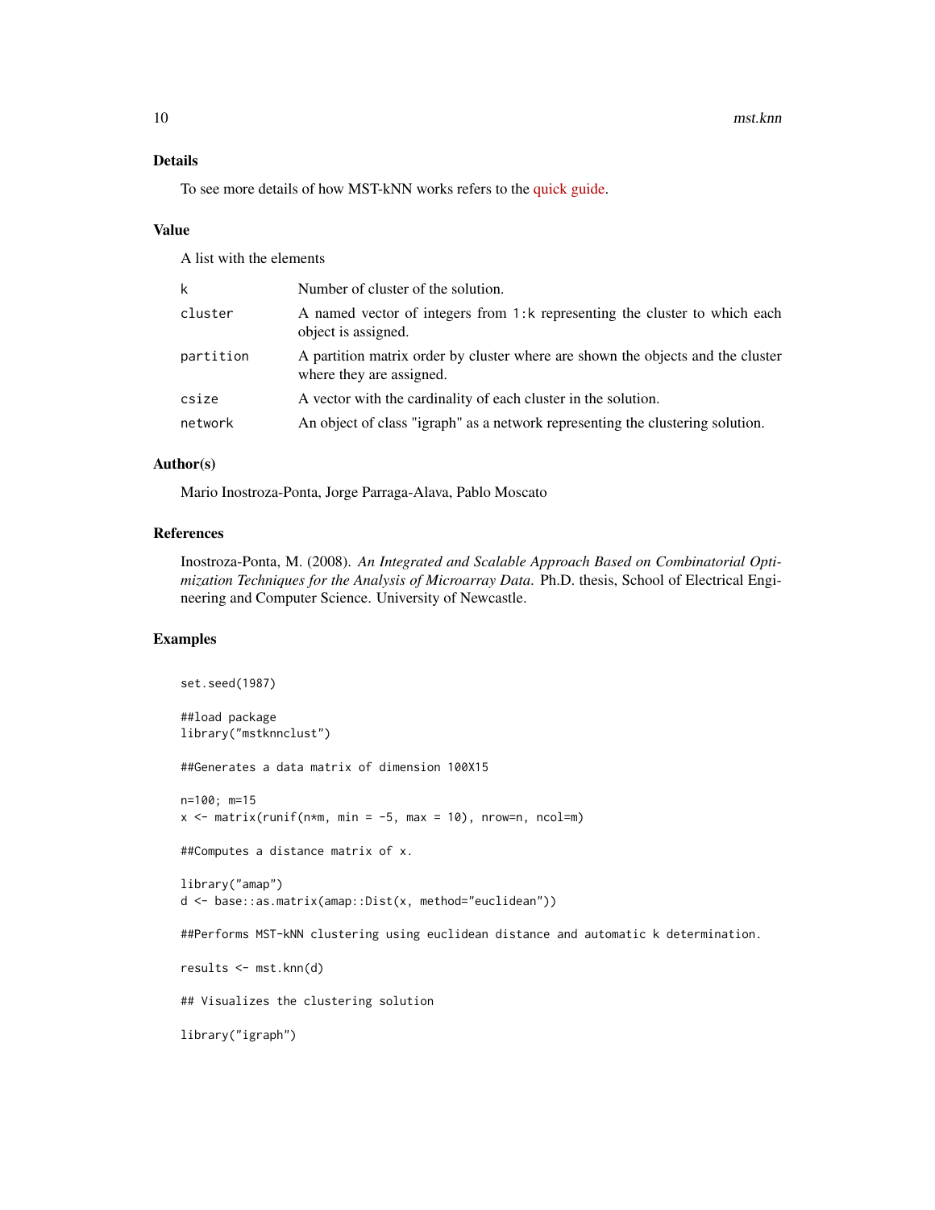## Details

To see more details of how MST-kNN works refers to the quick guide.

## Value

A list with the elements

| | |
|---|---|
| k | Number of cluster of the solution. |
| cluster | A named vector of integers from 1:k representing the cluster to which each object is assigned. |
| partition | A partition matrix order by cluster where are shown the objects and the cluster where they are assigned. |
| csize | A vector with the cardinality of each cluster in the solution. |
| network | An object of class "igraph" as a network representing the clustering solution. |

## Author(s)

Mario Inostroza-Ponta, Jorge Parraga-Alava, Pablo Moscato

## References

Inostroza-Ponta, M. (2008). *An Integrated and Scalable Approach Based on Combinatorial Optimization Techniques for the Analysis of Microarray Data.* Ph.D. thesis, School of Electrical Engineering and Computer Science. University of Newcastle.

## Examples

```
set.seed(1987)

##load package
library("mstknnclust")

##Generates a data matrix of dimension 100X15

n=100; m=15
x <- matrix(runif(n*m, min = -5, max = 10), nrow=n, ncol=m)

##Computes a distance matrix of x.

library("amap")
d <- base::as.matrix(amap::Dist(x, method="euclidean"))

##Performs MST-kNN clustering using euclidean distance and automatic k determination.

results <- mst.knn(d)

## Visualizes the clustering solution

library("igraph")
```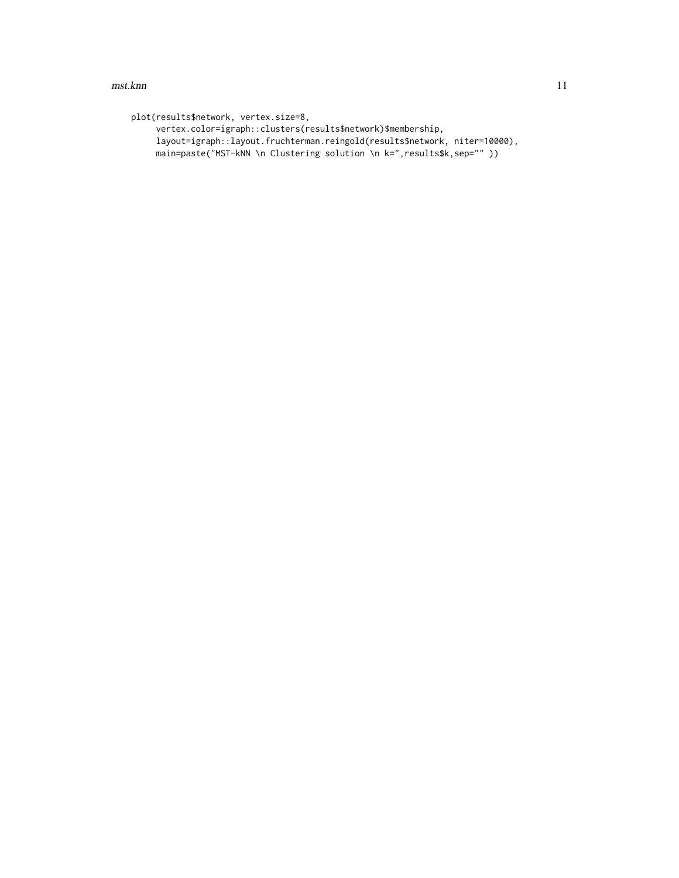```
plot(results$network, vertex.size=8,
     vertex.color=igraph::clusters(results$network)$membership,
     layout=igraph::layout.fruchterman.reingold(results$network, niter=10000),
     main=paste("MST-kNN \n Clustering solution \n k=",results$k,sep="" ))
```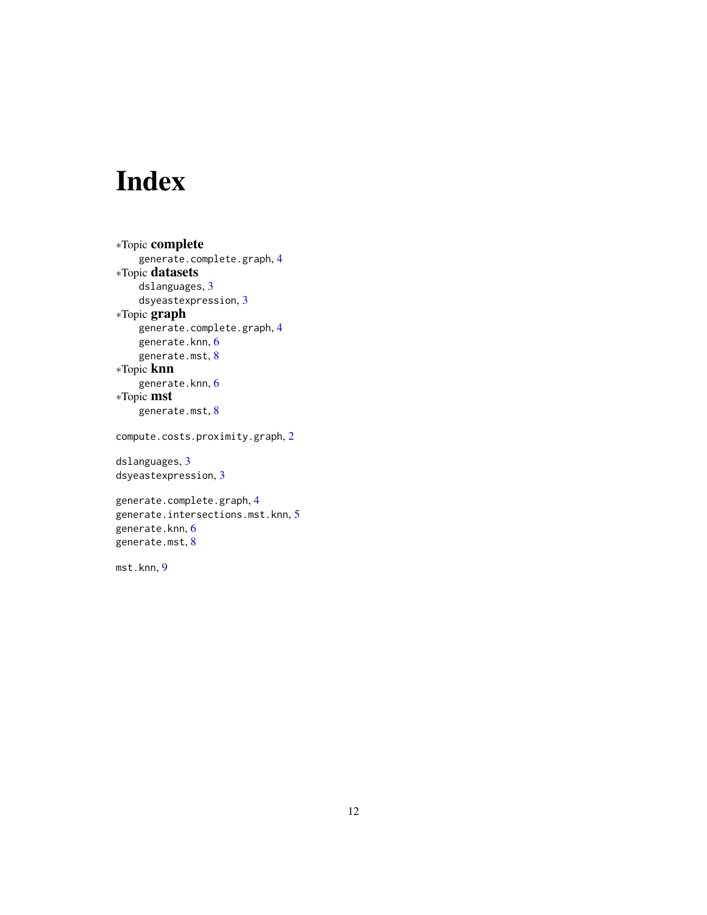# Index

∗Topic **complete**
  generate.complete.graph, 4
∗Topic **datasets**
  dslanguages, 3
  dsyeastexpression, 3
∗Topic **graph**
  generate.complete.graph, 4
  generate.knn, 6
  generate.mst, 8
∗Topic **knn**
  generate.knn, 6
∗Topic **mst**
  generate.mst, 8

compute.costs.proximity.graph, 2

dslanguages, 3
dsyeastexpression, 3

generate.complete.graph, 4
generate.intersections.mst.knn, 5
generate.knn, 6
generate.mst, 8

mst.knn, 9